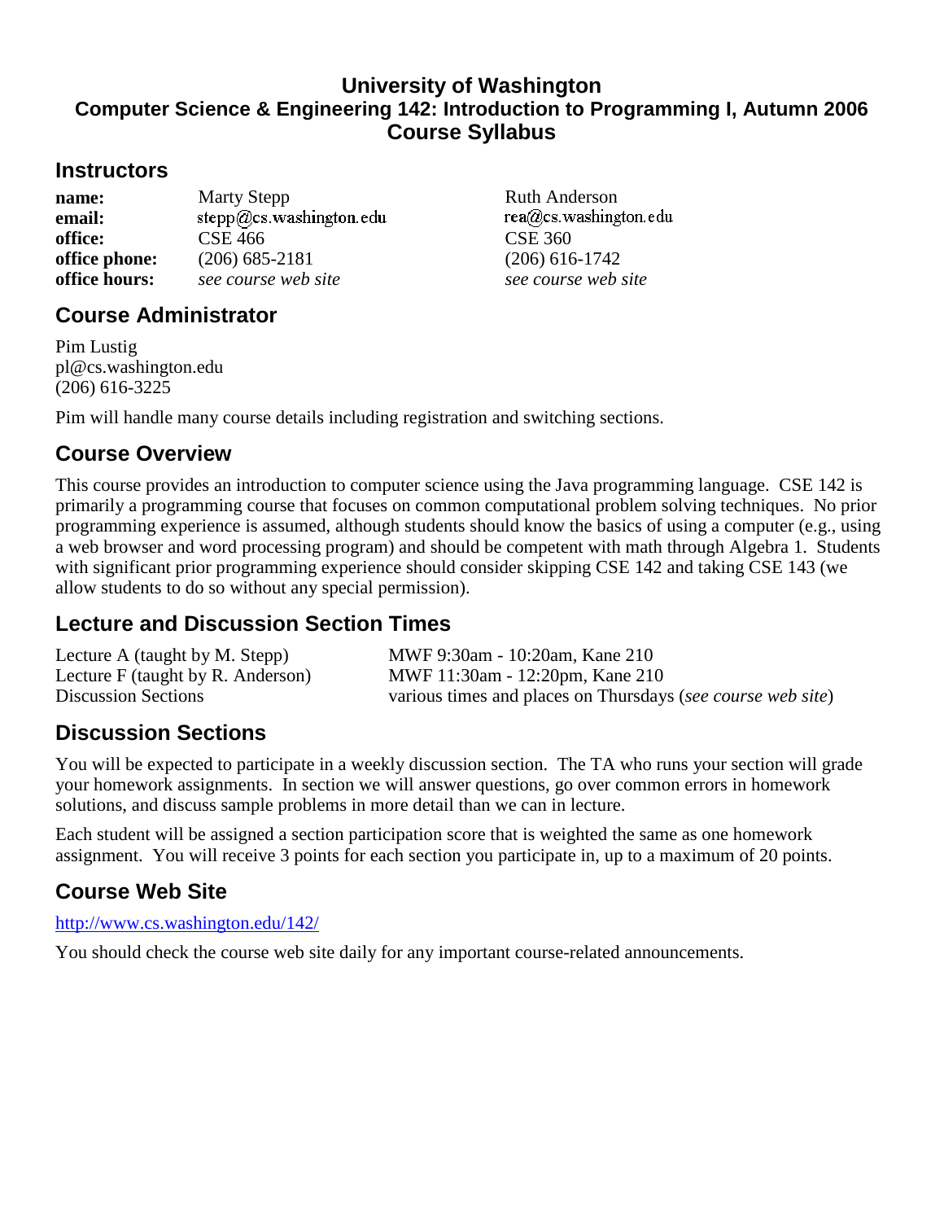# University of Washington
## Computer Science & Engineering 142: Introduction to Programming I, Autumn 2006
## Course Syllabus

## Instructors

| | | |
|---|---|---|
| **name:** | Marty Stepp | Ruth Anderson |
| **email:** | stepp@cs.washington.edu | rea@cs.washington.edu |
| **office:** | CSE 466 | CSE 360 |
| **office phone:** | (206) 685-2181 | (206) 616-1742 |
| **office hours:** | *see course web site* | *see course web site* |

## Course Administrator

Pim Lustig
pl@cs.washington.edu
(206) 616-3225

Pim will handle many course details including registration and switching sections.

## Course Overview

This course provides an introduction to computer science using the Java programming language. CSE 142 is primarily a programming course that focuses on common computational problem solving techniques. No prior programming experience is assumed, although students should know the basics of using a computer (e.g., using a web browser and word processing program) and should be competent with math through Algebra 1. Students with significant prior programming experience should consider skipping CSE 142 and taking CSE 143 (we allow students to do so without any special permission).

## Lecture and Discussion Section Times

| | |
|---|---|
| Lecture A (taught by M. Stepp) | MWF 9:30am - 10:20am, Kane 210 |
| Lecture F (taught by R. Anderson) | MWF 11:30am - 12:20pm, Kane 210 |
| Discussion Sections | various times and places on Thursdays (*see course web site*) |

## Discussion Sections

You will be expected to participate in a weekly discussion section. The TA who runs your section will grade your homework assignments. In section we will answer questions, go over common errors in homework solutions, and discuss sample problems in more detail than we can in lecture.

Each student will be assigned a section participation score that is weighted the same as one homework assignment. You will receive 3 points for each section you participate in, up to a maximum of 20 points.

## Course Web Site

http://www.cs.washington.edu/142/

You should check the course web site daily for any important course-related announcements.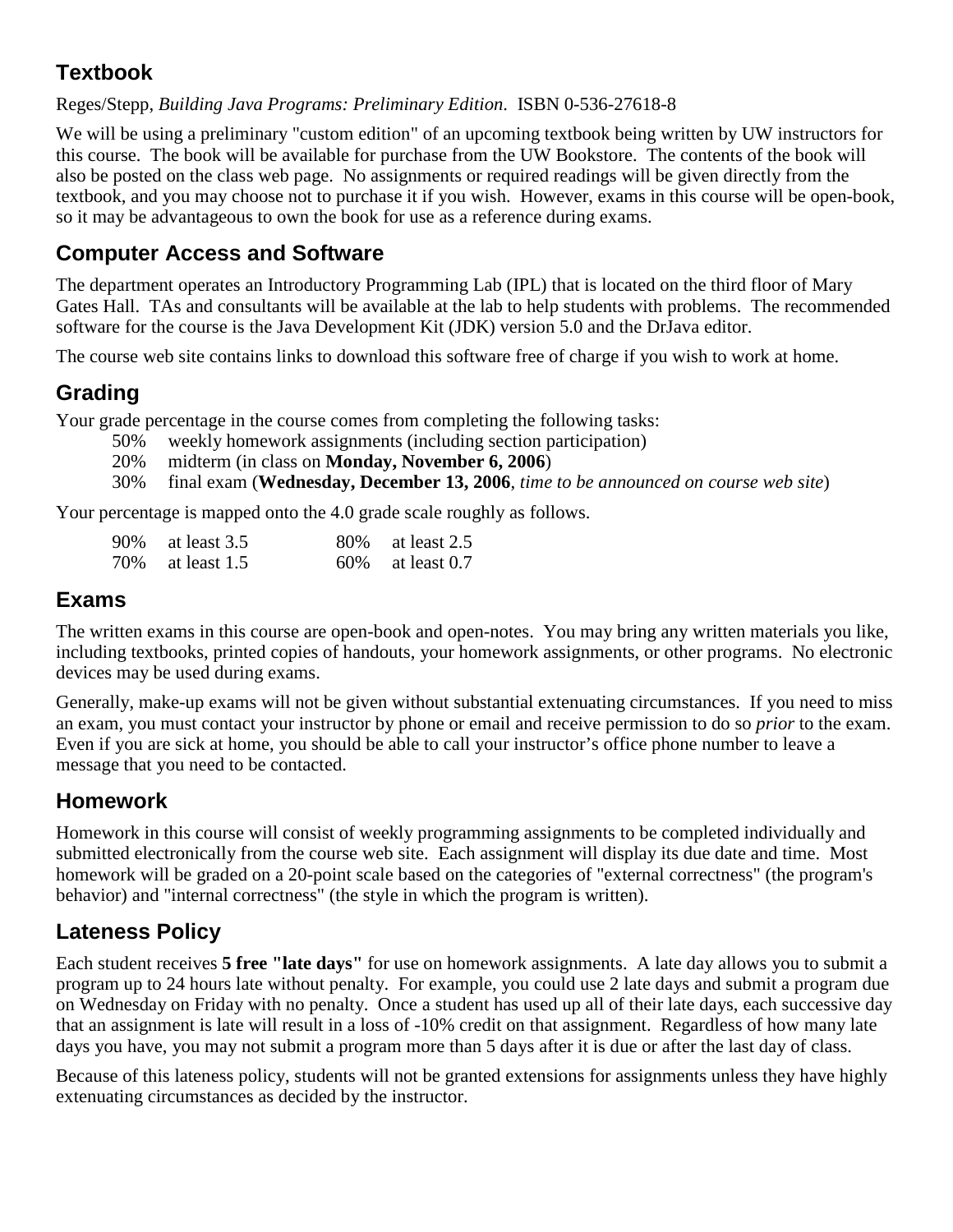## Textbook

Reges/Stepp, *Building Java Programs: Preliminary Edition*. ISBN 0-536-27618-8

We will be using a preliminary "custom edition" of an upcoming textbook being written by UW instructors for this course. The book will be available for purchase from the UW Bookstore. The contents of the book will also be posted on the class web page. No assignments or required readings will be given directly from the textbook, and you may choose not to purchase it if you wish. However, exams in this course will be open-book, so it may be advantageous to own the book for use as a reference during exams.

## Computer Access and Software

The department operates an Introductory Programming Lab (IPL) that is located on the third floor of Mary Gates Hall. TAs and consultants will be available at the lab to help students with problems. The recommended software for the course is the Java Development Kit (JDK) version 5.0 and the DrJava editor.

The course web site contains links to download this software free of charge if you wish to work at home.

## Grading

Your grade percentage in the course comes from completing the following tasks:

- 50% weekly homework assignments (including section participation)
- 20% midterm (in class on **Monday, November 6, 2006**)
- 30% final exam (**Wednesday, December 13, 2006**, *time to be announced on course web site*)

Your percentage is mapped onto the 4.0 grade scale roughly as follows.

| | | | |
|---|---|---|---|
| 90% | at least 3.5 | 80% | at least 2.5 |
| 70% | at least 1.5 | 60% | at least 0.7 |

## Exams

The written exams in this course are open-book and open-notes. You may bring any written materials you like, including textbooks, printed copies of handouts, your homework assignments, or other programs. No electronic devices may be used during exams.

Generally, make-up exams will not be given without substantial extenuating circumstances. If you need to miss an exam, you must contact your instructor by phone or email and receive permission to do so *prior* to the exam. Even if you are sick at home, you should be able to call your instructor's office phone number to leave a message that you need to be contacted.

## Homework

Homework in this course will consist of weekly programming assignments to be completed individually and submitted electronically from the course web site. Each assignment will display its due date and time. Most homework will be graded on a 20-point scale based on the categories of "external correctness" (the program's behavior) and "internal correctness" (the style in which the program is written).

## Lateness Policy

Each student receives **5 free "late days"** for use on homework assignments. A late day allows you to submit a program up to 24 hours late without penalty. For example, you could use 2 late days and submit a program due on Wednesday on Friday with no penalty. Once a student has used up all of their late days, each successive day that an assignment is late will result in a loss of -10% credit on that assignment. Regardless of how many late days you have, you may not submit a program more than 5 days after it is due or after the last day of class.

Because of this lateness policy, students will not be granted extensions for assignments unless they have highly extenuating circumstances as decided by the instructor.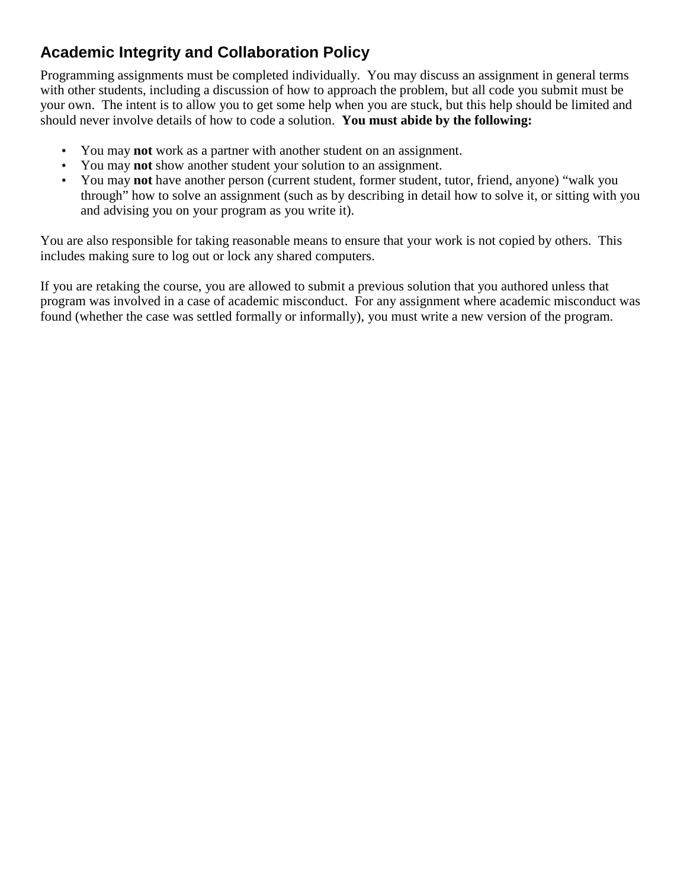## Academic Integrity and Collaboration Policy

Programming assignments must be completed individually. You may discuss an assignment in general terms with other students, including a discussion of how to approach the problem, but all code you submit must be your own. The intent is to allow you to get some help when you are stuck, but this help should be limited and should never involve details of how to code a solution. **You must abide by the following:**

- You may **not** work as a partner with another student on an assignment.
- You may **not** show another student your solution to an assignment.
- You may **not** have another person (current student, former student, tutor, friend, anyone) "walk you through" how to solve an assignment (such as by describing in detail how to solve it, or sitting with you and advising you on your program as you write it).

You are also responsible for taking reasonable means to ensure that your work is not copied by others. This includes making sure to log out or lock any shared computers.

If you are retaking the course, you are allowed to submit a previous solution that you authored unless that program was involved in a case of academic misconduct. For any assignment where academic misconduct was found (whether the case was settled formally or informally), you must write a new version of the program.